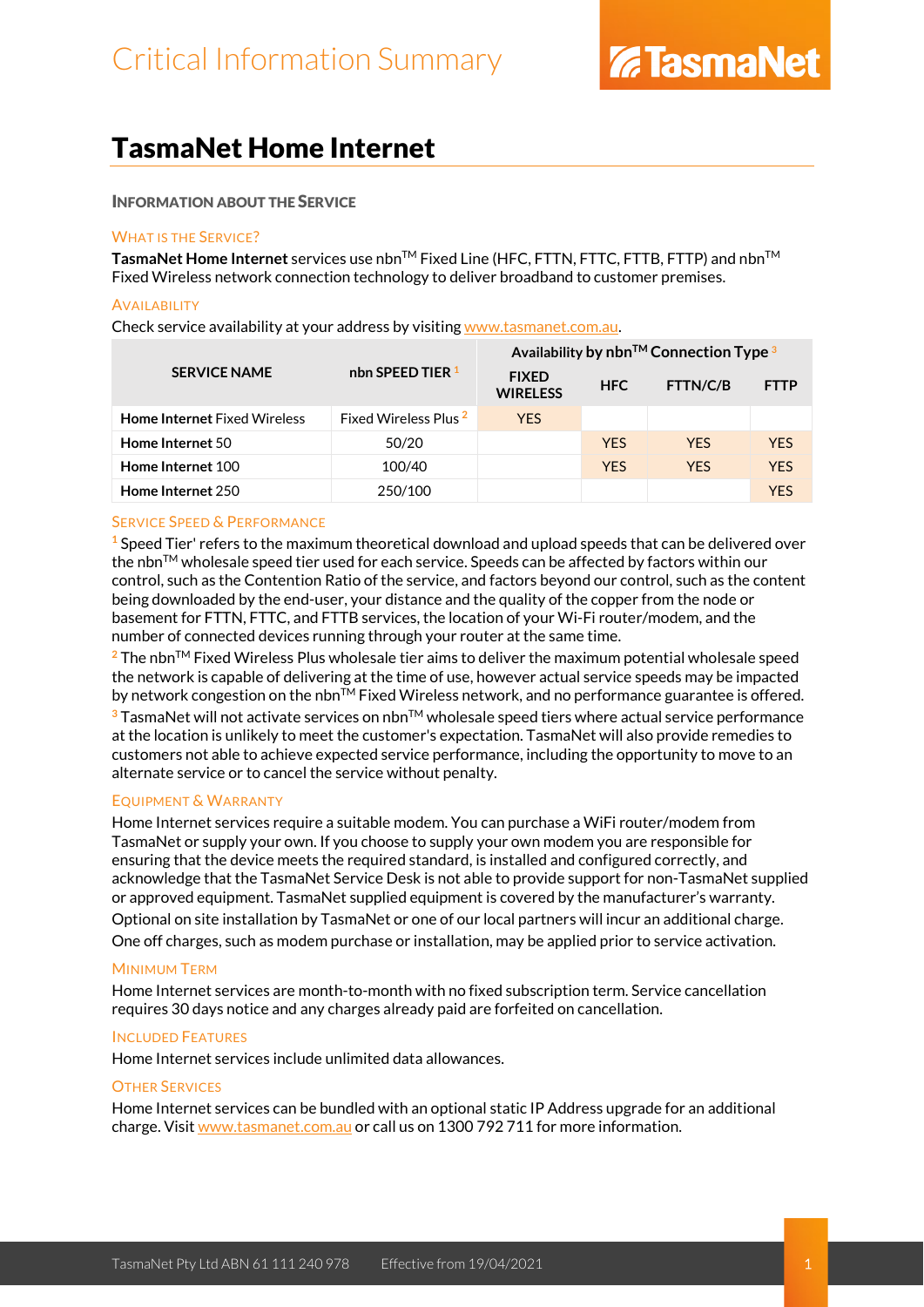# Critical Information Summary

TasmaNet

# TasmaNet Home Internet

## INFORMATION ABOUT THE SERVICE

### WHAT IS THE SERVICE?

**TasmaNet Home Internet** services use nbn™ Fixed Line (HFC, FTTN, FTTC, FTTB, FTTP) and nbn™ Fixed Wireless network connection technology to deliver broadband to customer premises.

### AVAILABILITY

Check service availability at your address by visiting www.tasmanet.com.au.

| SERVICE NAME | nbn SPEED TIER [1] | Availability by nbn™ Connection Type [3] | | | |
|---|---|---|---|---|---|
| | | FIXED WIRELESS | HFC | FTTN/C/B | FTTP |
| **Home Internet** Fixed Wireless | Fixed Wireless Plus [2] | YES | | | |
| **Home Internet** 50 | 50/20 | | YES | YES | YES |
| **Home Internet** 100 | 100/40 | | YES | YES | YES |
| **Home Internet** 250 | 250/100 | | | | YES |

### SERVICE SPEED & PERFORMANCE

[1] Speed Tier' refers to the maximum theoretical download and upload speeds that can be delivered over the nbn™ wholesale speed tier used for each service. Speeds can be affected by factors within our control, such as the Contention Ratio of the service, and factors beyond our control, such as the content being downloaded by the end-user, your distance and the quality of the copper from the node or basement for FTTN, FTTC, and FTTB services, the location of your Wi-Fi router/modem, and the number of connected devices running through your router at the same time.

[2] The nbn™ Fixed Wireless Plus wholesale tier aims to deliver the maximum potential wholesale speed the network is capable of delivering at the time of use, however actual service speeds may be impacted by network congestion on the nbn™ Fixed Wireless network, and no performance guarantee is offered.

[3] TasmaNet will not activate services on nbn™ wholesale speed tiers where actual service performance at the location is unlikely to meet the customer's expectation. TasmaNet will also provide remedies to customers not able to achieve expected service performance, including the opportunity to move to an alternate service or to cancel the service without penalty.

### EQUIPMENT & WARRANTY

Home Internet services require a suitable modem. You can purchase a WiFi router/modem from TasmaNet or supply your own. If you choose to supply your own modem you are responsible for ensuring that the device meets the required standard, is installed and configured correctly, and acknowledge that the TasmaNet Service Desk is not able to provide support for non-TasmaNet supplied or approved equipment. TasmaNet supplied equipment is covered by the manufacturer's warranty.

Optional on site installation by TasmaNet or one of our local partners will incur an additional charge.

One off charges, such as modem purchase or installation, may be applied prior to service activation.

### MINIMUM TERM

Home Internet services are month-to-month with no fixed subscription term. Service cancellation requires 30 days notice and any charges already paid are forfeited on cancellation.

### INCLUDED FEATURES

Home Internet services include unlimited data allowances.

### OTHER SERVICES

Home Internet services can be bundled with an optional static IP Address upgrade for an additional charge. Visit www.tasmanet.com.au or call us on 1300 792 711 for more information.

TasmaNet Pty Ltd ABN 61 111 240 978 Effective from 19/04/2021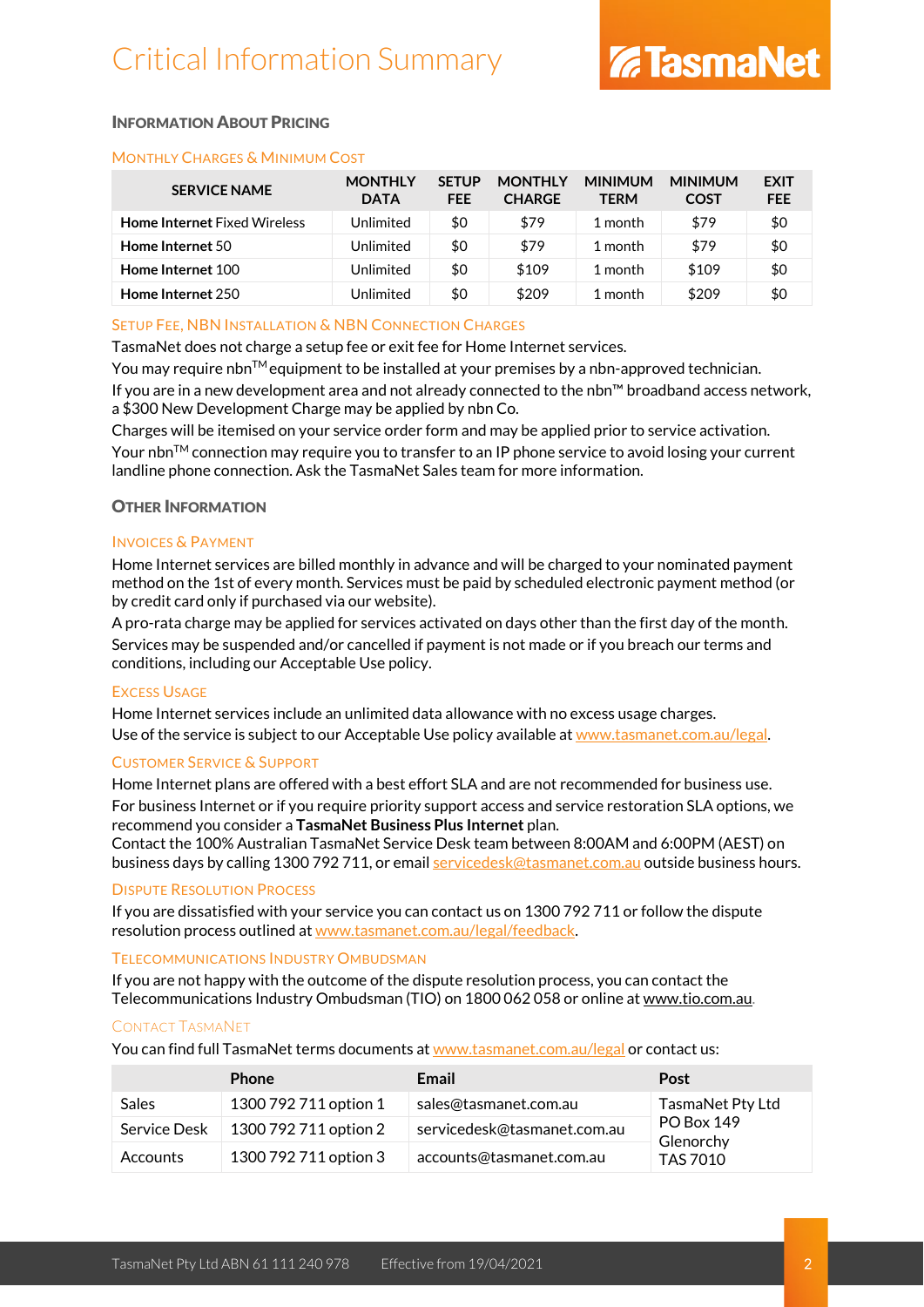# Critical Information Summary

## Information About Pricing

### Monthly Charges & Minimum Cost

| SERVICE NAME | MONTHLY DATA | SETUP FEE | MONTHLY CHARGE | MINIMUM TERM | MINIMUM COST | EXIT FEE |
|---|---|---|---|---|---|---|
| **Home Internet** Fixed Wireless | Unlimited | $0 | $79 | 1 month | $79 | $0 |
| **Home Internet** 50 | Unlimited | $0 | $79 | 1 month | $79 | $0 |
| **Home Internet** 100 | Unlimited | $0 | $109 | 1 month | $109 | $0 |
| **Home Internet** 250 | Unlimited | $0 | $209 | 1 month | $209 | $0 |

### Setup Fee, NBN Installation & NBN Connection Charges

TasmaNet does not charge a setup fee or exit fee for Home Internet services.

You may require nbn™ equipment to be installed at your premises by a nbn-approved technician.

If you are in a new development area and not already connected to the nbn™ broadband access network, a $300 New Development Charge may be applied by nbn Co.

Charges will be itemised on your service order form and may be applied prior to service activation.

Your nbn™ connection may require you to transfer to an IP phone service to avoid losing your current landline phone connection. Ask the TasmaNet Sales team for more information.

## Other Information

### Invoices & Payment

Home Internet services are billed monthly in advance and will be charged to your nominated payment method on the 1st of every month. Services must be paid by scheduled electronic payment method (or by credit card only if purchased via our website).

A pro-rata charge may be applied for services activated on days other than the first day of the month.

Services may be suspended and/or cancelled if payment is not made or if you breach our terms and conditions, including our Acceptable Use policy.

### Excess Usage

Home Internet services include an unlimited data allowance with no excess usage charges.

Use of the service is subject to our Acceptable Use policy available at www.tasmanet.com.au/legal.

### Customer Service & Support

Home Internet plans are offered with a best effort SLA and are not recommended for business use.

For business Internet or if you require priority support access and service restoration SLA options, we recommend you consider a **TasmaNet Business Plus Internet** plan.

Contact the 100% Australian TasmaNet Service Desk team between 8:00AM and 6:00PM (AEST) on business days by calling 1300 792 711, or email servicedesk@tasmanet.com.au outside business hours.

### Dispute Resolution Process

If you are dissatisfied with your service you can contact us on 1300 792 711 or follow the dispute resolution process outlined at www.tasmanet.com.au/legal/feedback.

### Telecommunications Industry Ombudsman

If you are not happy with the outcome of the dispute resolution process, you can contact the Telecommunications Industry Ombudsman (TIO) on 1800 062 058 or online at www.tio.com.au.

### Contact TasmaNet

You can find full TasmaNet terms documents at www.tasmanet.com.au/legal or contact us:

| | Phone | Email | Post |
|---|---|---|---|
| Sales | 1300 792 711 option 1 | sales@tasmanet.com.au | TasmaNet Pty Ltd PO Box 149 Glenorchy TAS 7010 |
| Service Desk | 1300 792 711 option 2 | servicedesk@tasmanet.com.au | |
| Accounts | 1300 792 711 option 3 | accounts@tasmanet.com.au | |

TasmaNet Pty Ltd ABN 61 111 240 978 Effective from 19/04/2021